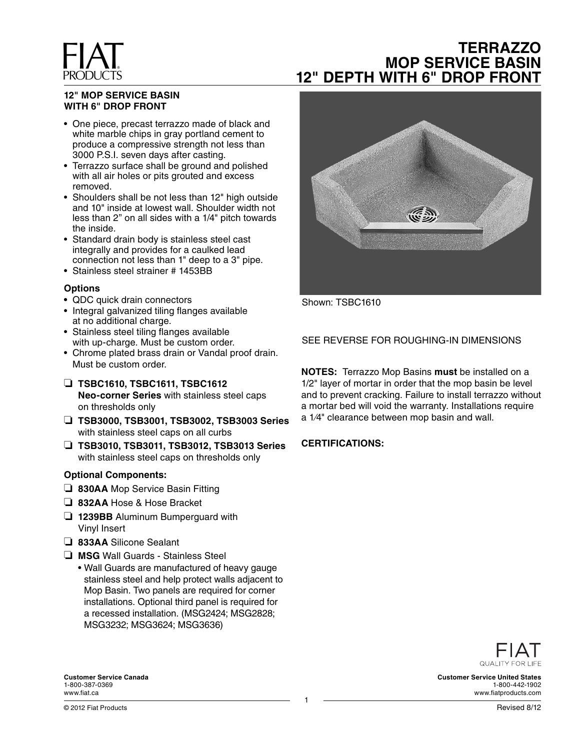FIAT PRODUCTS

# TERRAZZO MOP SERVICE BASIN 12" DEPTH WITH 6" DROP FRONT

## 12" MOP SERVICE BASIN WITH 6" DROP FRONT

- One piece, precast terrazzo made of black and white marble chips in gray portland cement to produce a compressive strength not less than 3000 P.S.I. seven days after casting.
- Terrazzo surface shall be ground and polished with all air holes or pits grouted and excess removed.
- Shoulders shall be not less than 12" high outside and 10" inside at lowest wall. Shoulder width not less than 2" on all sides with a 1/4" pitch towards the inside.
- Standard drain body is stainless steel cast integrally and provides for a caulked lead connection not less than 1" deep to a 3" pipe.
- Stainless steel strainer # 1453BB

### Options

- QDC quick drain connectors
- Integral galvanized tiling flanges available at no additional charge.
- Stainless steel tiling flanges available with up-charge. Must be custom order.
- Chrome plated brass drain or Vandal proof drain. Must be custom order.

❑ **TSBC1610, TSBC1611, TSBC1612 Neo-corner Series** with stainless steel caps on thresholds only

❑ **TSB3000, TSB3001, TSB3002, TSB3003 Series** with stainless steel caps on all curbs

❑ **TSB3010, TSB3011, TSB3012, TSB3013 Series** with stainless steel caps on thresholds only

### Optional Components:

❑ **830AA** Mop Service Basin Fitting

❑ **832AA** Hose & Hose Bracket

❑ **1239BB** Aluminum Bumperguard with Vinyl Insert

❑ **833AA** Silicone Sealant

❑ **MSG** Wall Guards - Stainless Steel

- Wall Guards are manufactured of heavy gauge stainless steel and help protect walls adjacent to Mop Basin. Two panels are required for corner installations. Optional third panel is required for a recessed installation. (MSG2424; MSG2828; MSG3232; MSG3624; MSG3636)

Shown: TSBC1610

SEE REVERSE FOR ROUGHING-IN DIMENSIONS

**NOTES:** Terrazzo Mop Basins **must** be installed on a 1/2" layer of mortar in order that the mop basin be level and to prevent cracking. Failure to install terrazzo without a mortar bed will void the warranty. Installations require a 1⁄4" clearance between mop basin and wall.

**CERTIFICATIONS:**

FIAT QUALITY FOR LIFE

**Customer Service Canada**
1-800-387-0369
www.fiat.ca

**Customer Service United States**
1-800-442-1902
www.fiatproducts.com

© 2012 Fiat Products

Revised 8/12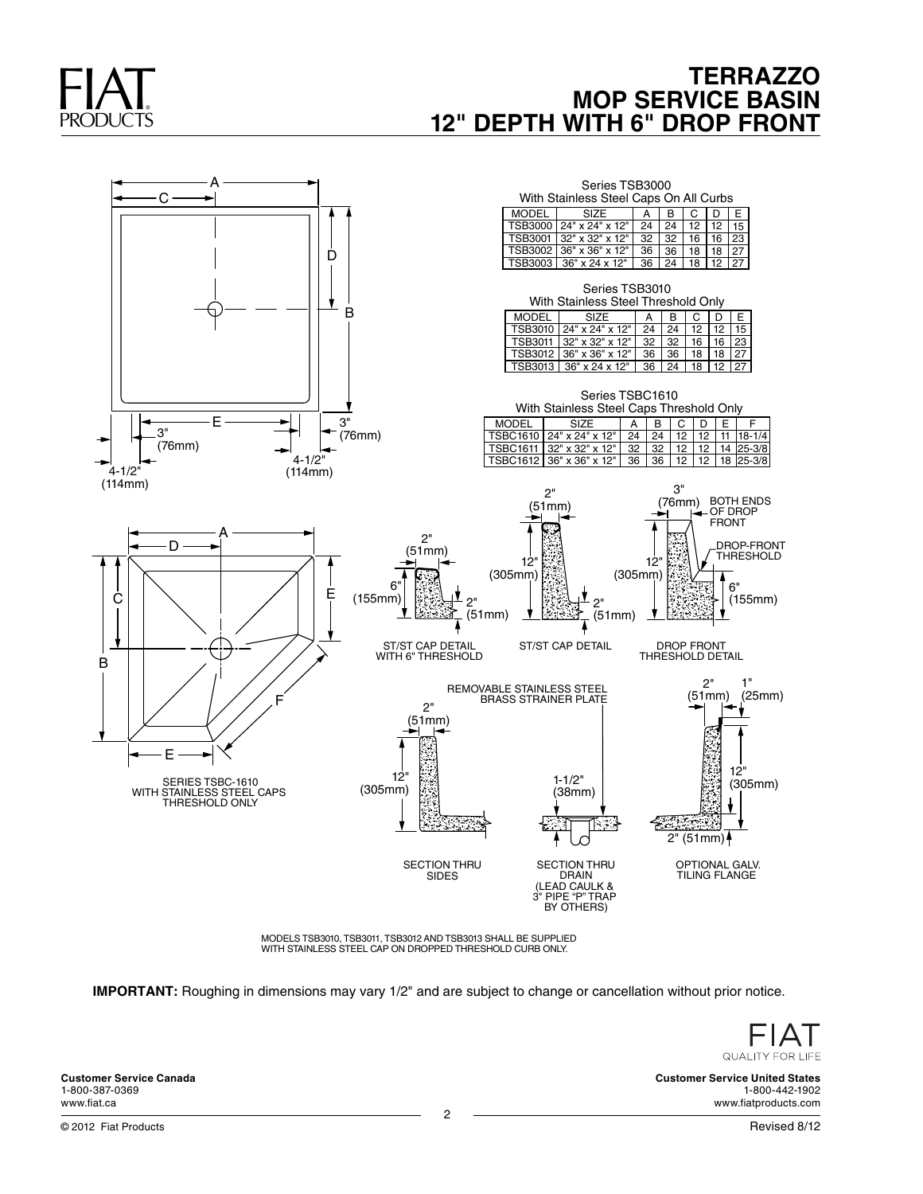# TERRAZZO MOP SERVICE BASIN 12" DEPTH WITH 6" DROP FRONT

Series TSB3000
With Stainless Steel Caps On All Curbs

| MODEL | SIZE | A | B | C | D | E |
|---|---|---|---|---|---|---|
| TSB3000 | 24" x 24" x 12" | 24 | 24 | 12 | 12 | 15 |
| TSB3001 | 32" x 32" x 12" | 32 | 32 | 16 | 16 | 23 |
| TSB3002 | 36" x 36" x 12" | 36 | 36 | 18 | 18 | 27 |
| TSB3003 | 36" x 24 x 12" | 36 | 24 | 18 | 12 | 27 |

Series TSB3010
With Stainless Steel Threshold Only

| MODEL | SIZE | A | B | C | D | E |
|---|---|---|---|---|---|---|
| TSB3010 | 24" x 24" x 12" | 24 | 24 | 12 | 12 | 15 |
| TSB3011 | 32" x 32" x 12" | 32 | 32 | 16 | 16 | 23 |
| TSB3012 | 36" x 36" x 12" | 36 | 36 | 18 | 18 | 27 |
| TSB3013 | 36" x 24 x 12" | 36 | 24 | 18 | 12 | 27 |

Series TSBC1610
With Stainless Steel Caps Threshold Only

| MODEL | SIZE | A | B | C | D | E | F |
|---|---|---|---|---|---|---|---|
| TSBC1610 | 24" x 24" x 12" | 24 | 24 | 12 | 12 | 11 | 18-1/4 |
| TSBC1611 | 32" x 32" x 12" | 32 | 32 | 12 | 12 | 14 | 25-3/8 |
| TSBC1612 | 36" x 36" x 12" | 36 | 36 | 12 | 12 | 18 | 25-3/8 |

A
C
D
B
E
3" (76mm)
3" (76mm)
4-1/2" (114mm)
4-1/2" (114mm)

A
D
C
E
B
F
E
SERIES TSBC-1610 WITH STAINLESS STEEL CAPS THRESHOLD ONLY

2" (51mm)
6" (155mm)
2" (51mm)
ST/ST CAP DETAIL WITH 6" THRESHOLD

2" (51mm)
12" (305mm)
2" (51mm)
ST/ST CAP DETAIL

3" (76mm)
BOTH ENDS OF DROP FRONT
DROP-FRONT THRESHOLD
12" (305mm)
6" (155mm)
DROP FRONT THRESHOLD DETAIL

2" (51mm)
12" (305mm)
SECTION THRU SIDES

REMOVABLE STAINLESS STEEL BRASS STRAINER PLATE
1-1/2" (38mm)
SECTION THRU DRAIN (LEAD CAULK & 3" PIPE "P" TRAP BY OTHERS)

2" (51mm)
1" (25mm)
12" (305mm)
2" (51mm)
OPTIONAL GALV. TILING FLANGE

MODELS TSB3010, TSB3011, TSB3012 AND TSB3013 SHALL BE SUPPLIED WITH STAINLESS STEEL CAP ON DROPPED THRESHOLD CURB ONLY.

**IMPORTANT:** Roughing in dimensions may vary 1/2" and are subject to change or cancellation without prior notice.

FIAT QUALITY FOR LIFE

**Customer Service Canada**
1-800-387-0369
www.fiat.ca

**Customer Service United States**
1-800-442-1902
www.fiatproducts.com

© 2012 Fiat Products

Revised 8/12